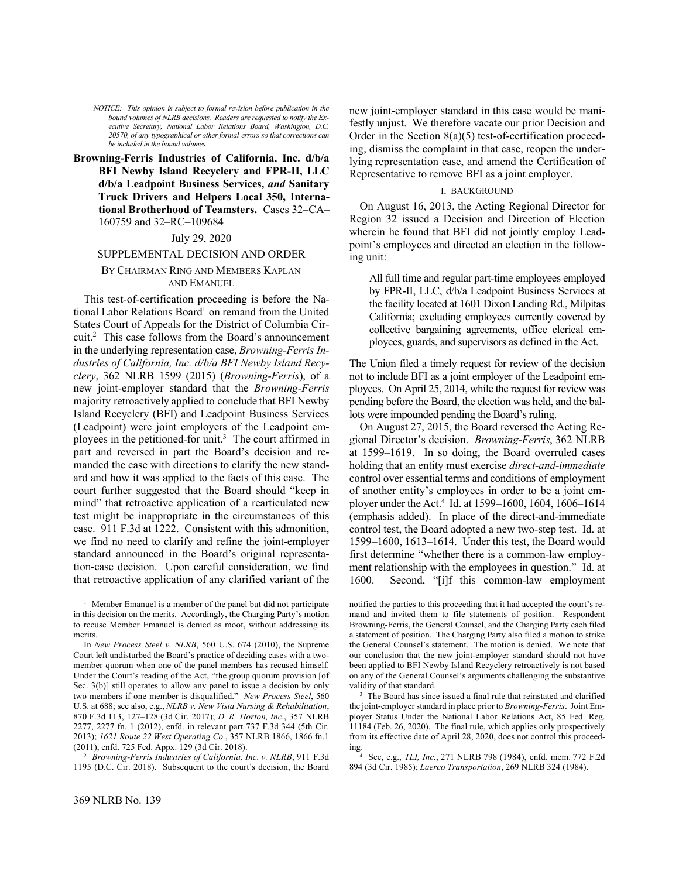*NOTICE: This opinion is subject to formal revision before publication in the bound volumes of NLRB decisions. Readers are requested to notify the Executive Secretary, National Labor Relations Board, Washington, D.C. 20570, of any typographical or other formal errors so that corrections can be included in the bound volumes.*

**Browning-Ferris Industries of California, Inc. d/b/a BFI Newby Island Recyclery and FPR-II, LLC d/b/a Leadpoint Business Services, *and* Sanitary Truck Drivers and Helpers Local 350, International Brotherhood of Teamsters.** Cases 32–CA–160759 and 32–RC–109684

July 29, 2020

SUPPLEMENTAL DECISION AND ORDER

BY CHAIRMAN RING AND MEMBERS KAPLAN AND EMANUEL

This test-of-certification proceeding is before the National Labor Relations Board[1] on remand from the United States Court of Appeals for the District of Columbia Circuit.[2] This case follows from the Board's announcement in the underlying representation case, *Browning-Ferris Industries of California, Inc. d/b/a BFI Newby Island Recyclery*, 362 NLRB 1599 (2015) (*Browning-Ferris*), of a new joint-employer standard that the *Browning-Ferris* majority retroactively applied to conclude that BFI Newby Island Recyclery (BFI) and Leadpoint Business Services (Leadpoint) were joint employers of the Leadpoint employees in the petitioned-for unit.[3] The court affirmed in part and reversed in part the Board's decision and remanded the case with directions to clarify the new standard and how it was applied to the facts of this case. The court further suggested that the Board should "keep in mind" that retroactive application of a rearticulated new test might be inappropriate in the circumstances of this case. 911 F.3d at 1222. Consistent with this admonition, we find no need to clarify and refine the joint-employer standard announced in the Board's original representation-case decision. Upon careful consideration, we find that retroactive application of any clarified variant of the new joint-employer standard in this case would be manifestly unjust. We therefore vacate our prior Decision and Order in the Section 8(a)(5) test-of-certification proceeding, dismiss the complaint in that case, reopen the underlying representation case, and amend the Certification of Representative to remove BFI as a joint employer.

## I. BACKGROUND

On August 16, 2013, the Acting Regional Director for Region 32 issued a Decision and Direction of Election wherein he found that BFI did not jointly employ Leadpoint's employees and directed an election in the following unit:

> All full time and regular part-time employees employed by FPR-II, LLC, d/b/a Leadpoint Business Services at the facility located at 1601 Dixon Landing Rd., Milpitas California; excluding employees currently covered by collective bargaining agreements, office clerical employees, guards, and supervisors as defined in the Act.

The Union filed a timely request for review of the decision not to include BFI as a joint employer of the Leadpoint employees. On April 25, 2014, while the request for review was pending before the Board, the election was held, and the ballots were impounded pending the Board's ruling.

On August 27, 2015, the Board reversed the Acting Regional Director's decision. *Browning-Ferris*, 362 NLRB at 1599–1619. In so doing, the Board overruled cases holding that an entity must exercise *direct-and-immediate* control over essential terms and conditions of employment of another entity's employees in order to be a joint employer under the Act.[4] Id. at 1599–1600, 1604, 1606–1614 (emphasis added). In place of the direct-and-immediate control test, the Board adopted a new two-step test. Id. at 1599–1600, 1613–1614. Under this test, the Board would first determine "whether there is a common-law employment relationship with the employees in question." Id. at 1600. Second, "[i]f this common-law employment

---

[1] Member Emanuel is a member of the panel but did not participate in this decision on the merits. Accordingly, the Charging Party's motion to recuse Member Emanuel is denied as moot, without addressing its merits.

In *New Process Steel v. NLRB*, 560 U.S. 674 (2010), the Supreme Court left undisturbed the Board's practice of deciding cases with a two-member quorum when one of the panel members has recused himself. Under the Court's reading of the Act, "the group quorum provision [of Sec. 3(b)] still operates to allow any panel to issue a decision by only two members if one member is disqualified." *New Process Steel*, 560 U.S. at 688; see also, e.g., *NLRB v. New Vista Nursing & Rehabilitation*, 870 F.3d 113, 127–128 (3d Cir. 2017); *D. R. Horton, Inc.*, 357 NLRB 2277, 2277 fn. 1 (2012), enfd. in relevant part 737 F.3d 344 (5th Cir. 2013); *1621 Route 22 West Operating Co.*, 357 NLRB 1866, 1866 fn.1 (2011), enfd. 725 Fed. Appx. 129 (3d Cir. 2018).

[2] *Browning-Ferris Industries of California, Inc. v. NLRB*, 911 F.3d 1195 (D.C. Cir. 2018). Subsequent to the court's decision, the Board notified the parties to this proceeding that it had accepted the court's remand and invited them to file statements of position. Respondent Browning-Ferris, the General Counsel, and the Charging Party each filed a statement of position. The Charging Party also filed a motion to strike the General Counsel's statement. The motion is denied. We note that our conclusion that the new joint-employer standard should not have been applied to BFI Newby Island Recyclery retroactively is not based on any of the General Counsel's arguments challenging the substantive validity of that standard.

[3] The Board has since issued a final rule that reinstated and clarified the joint-employer standard in place prior to *Browning-Ferris*. Joint Employer Status Under the National Labor Relations Act, 85 Fed. Reg. 11184 (Feb. 26, 2020). The final rule, which applies only prospectively from its effective date of April 28, 2020, does not control this proceeding.

[4] See, e.g., *TLI, Inc.*, 271 NLRB 798 (1984), enfd. mem. 772 F.2d 894 (3d Cir. 1985); *Laerco Transportation*, 269 NLRB 324 (1984).

369 NLRB No. 139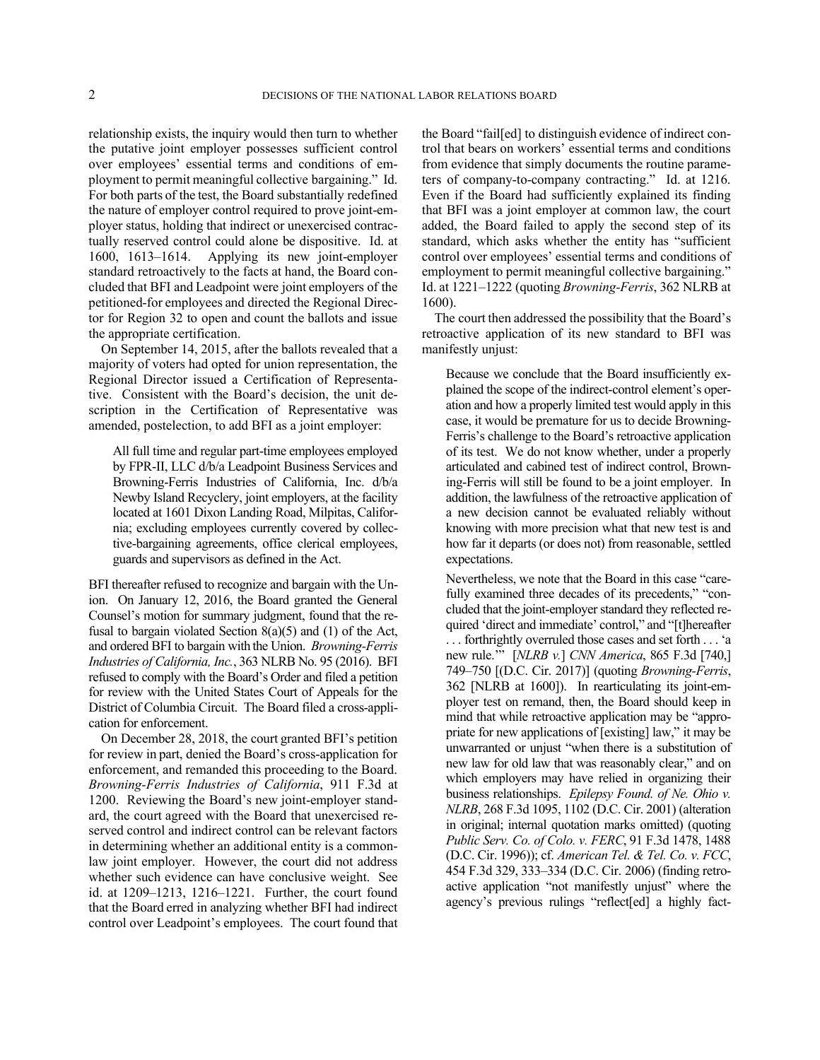relationship exists, the inquiry would then turn to whether the putative joint employer possesses sufficient control over employees' essential terms and conditions of employment to permit meaningful collective bargaining." Id. For both parts of the test, the Board substantially redefined the nature of employer control required to prove joint-employer status, holding that indirect or unexercised contractually reserved control could alone be dispositive. Id. at 1600, 1613–1614. Applying its new joint-employer standard retroactively to the facts at hand, the Board concluded that BFI and Leadpoint were joint employers of the petitioned-for employees and directed the Regional Director for Region 32 to open and count the ballots and issue the appropriate certification.

On September 14, 2015, after the ballots revealed that a majority of voters had opted for union representation, the Regional Director issued a Certification of Representative. Consistent with the Board's decision, the unit description in the Certification of Representative was amended, postelection, to add BFI as a joint employer:

> All full time and regular part-time employees employed by FPR-II, LLC d/b/a Leadpoint Business Services and Browning-Ferris Industries of California, Inc. d/b/a Newby Island Recyclery, joint employers, at the facility located at 1601 Dixon Landing Road, Milpitas, California; excluding employees currently covered by collective-bargaining agreements, office clerical employees, guards and supervisors as defined in the Act.

BFI thereafter refused to recognize and bargain with the Union. On January 12, 2016, the Board granted the General Counsel's motion for summary judgment, found that the refusal to bargain violated Section 8(a)(5) and (1) of the Act, and ordered BFI to bargain with the Union. *Browning-Ferris Industries of California, Inc.*, 363 NLRB No. 95 (2016). BFI refused to comply with the Board's Order and filed a petition for review with the United States Court of Appeals for the District of Columbia Circuit. The Board filed a cross-application for enforcement.

On December 28, 2018, the court granted BFI's petition for review in part, denied the Board's cross-application for enforcement, and remanded this proceeding to the Board. *Browning-Ferris Industries of California*, 911 F.3d at 1200. Reviewing the Board's new joint-employer standard, the court agreed with the Board that unexercised reserved control and indirect control can be relevant factors in determining whether an additional entity is a common-law joint employer. However, the court did not address whether such evidence can have conclusive weight. See id. at 1209–1213, 1216–1221. Further, the court found that the Board erred in analyzing whether BFI had indirect control over Leadpoint's employees. The court found that the Board "fail[ed] to distinguish evidence of indirect control that bears on workers' essential terms and conditions from evidence that simply documents the routine parameters of company-to-company contracting." Id. at 1216. Even if the Board had sufficiently explained its finding that BFI was a joint employer at common law, the court added, the Board failed to apply the second step of its standard, which asks whether the entity has "sufficient control over employees' essential terms and conditions of employment to permit meaningful collective bargaining." Id. at 1221–1222 (quoting *Browning-Ferris*, 362 NLRB at 1600).

The court then addressed the possibility that the Board's retroactive application of its new standard to BFI was manifestly unjust:

> Because we conclude that the Board insufficiently explained the scope of the indirect-control element's operation and how a properly limited test would apply in this case, it would be premature for us to decide Browning-Ferris's challenge to the Board's retroactive application of its test. We do not know whether, under a properly articulated and cabined test of indirect control, Browning-Ferris will still be found to be a joint employer. In addition, the lawfulness of the retroactive application of a new decision cannot be evaluated reliably without knowing with more precision what that new test is and how far it departs (or does not) from reasonable, settled expectations.
>
> Nevertheless, we note that the Board in this case "carefully examined three decades of its precedents," "concluded that the joint-employer standard they reflected required 'direct and immediate' control," and "[t]hereafter . . . forthrightly overruled those cases and set forth . . . 'a new rule.'" [*NLRB v.*] *CNN America*, 865 F.3d [740,] 749–750 [(D.C. Cir. 2017)] (quoting *Browning-Ferris*, 362 [NLRB at 1600]). In rearticulating its joint-employer test on remand, then, the Board should keep in mind that while retroactive application may be "appropriate for new applications of [existing] law," it may be unwarranted or unjust "when there is a substitution of new law for old law that was reasonably clear," and on which employers may have relied in organizing their business relationships. *Epilepsy Found. of Ne. Ohio v. NLRB*, 268 F.3d 1095, 1102 (D.C. Cir. 2001) (alteration in original; internal quotation marks omitted) (quoting *Public Serv. Co. of Colo. v. FERC*, 91 F.3d 1478, 1488 (D.C. Cir. 1996)); cf. *American Tel. & Tel. Co. v. FCC*, 454 F.3d 329, 333–334 (D.C. Cir. 2006) (finding retroactive application "not manifestly unjust" where the agency's previous rulings "reflect[ed] a highly fact-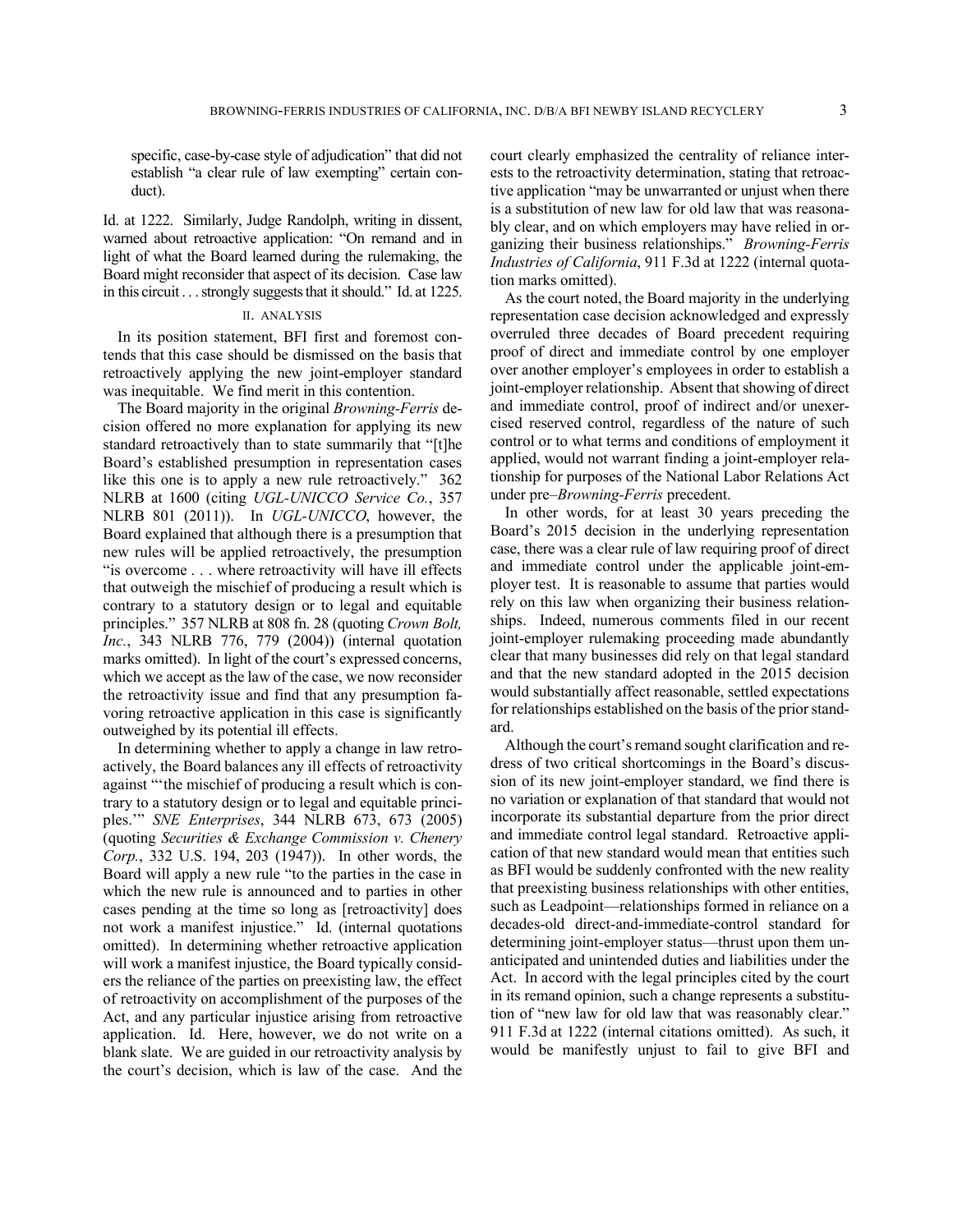specific, case-by-case style of adjudication" that did not establish "a clear rule of law exempting" certain conduct).

Id. at 1222. Similarly, Judge Randolph, writing in dissent, warned about retroactive application: "On remand and in light of what the Board learned during the rulemaking, the Board might reconsider that aspect of its decision. Case law in this circuit . . . strongly suggests that it should." Id. at 1225.

## II. ANALYSIS

In its position statement, BFI first and foremost contends that this case should be dismissed on the basis that retroactively applying the new joint-employer standard was inequitable. We find merit in this contention.

The Board majority in the original *Browning-Ferris* decision offered no more explanation for applying its new standard retroactively than to state summarily that "[t]he Board's established presumption in representation cases like this one is to apply a new rule retroactively." 362 NLRB at 1600 (citing *UGL-UNICCO Service Co.*, 357 NLRB 801 (2011)). In *UGL-UNICCO*, however, the Board explained that although there is a presumption that new rules will be applied retroactively, the presumption "is overcome . . . where retroactivity will have ill effects that outweigh the mischief of producing a result which is contrary to a statutory design or to legal and equitable principles." 357 NLRB at 808 fn. 28 (quoting *Crown Bolt, Inc.*, 343 NLRB 776, 779 (2004)) (internal quotation marks omitted). In light of the court's expressed concerns, which we accept as the law of the case, we now reconsider the retroactivity issue and find that any presumption favoring retroactive application in this case is significantly outweighed by its potential ill effects.

In determining whether to apply a change in law retroactively, the Board balances any ill effects of retroactivity against "'the mischief of producing a result which is contrary to a statutory design or to legal and equitable principles.'" *SNE Enterprises*, 344 NLRB 673, 673 (2005) (quoting *Securities & Exchange Commission v. Chenery Corp.*, 332 U.S. 194, 203 (1947)). In other words, the Board will apply a new rule "to the parties in the case in which the new rule is announced and to parties in other cases pending at the time so long as [retroactivity] does not work a manifest injustice." Id. (internal quotations omitted). In determining whether retroactive application will work a manifest injustice, the Board typically considers the reliance of the parties on preexisting law, the effect of retroactivity on accomplishment of the purposes of the Act, and any particular injustice arising from retroactive application. Id. Here, however, we do not write on a blank slate. We are guided in our retroactivity analysis by the court's decision, which is law of the case. And the court clearly emphasized the centrality of reliance interests to the retroactivity determination, stating that retroactive application "may be unwarranted or unjust when there is a substitution of new law for old law that was reasonably clear, and on which employers may have relied in organizing their business relationships." *Browning-Ferris Industries of California*, 911 F.3d at 1222 (internal quotation marks omitted).

As the court noted, the Board majority in the underlying representation case decision acknowledged and expressly overruled three decades of Board precedent requiring proof of direct and immediate control by one employer over another employer's employees in order to establish a joint-employer relationship. Absent that showing of direct and immediate control, proof of indirect and/or unexercised reserved control, regardless of the nature of such control or to what terms and conditions of employment it applied, would not warrant finding a joint-employer relationship for purposes of the National Labor Relations Act under pre–*Browning-Ferris* precedent.

In other words, for at least 30 years preceding the Board's 2015 decision in the underlying representation case, there was a clear rule of law requiring proof of direct and immediate control under the applicable joint-employer test. It is reasonable to assume that parties would rely on this law when organizing their business relationships. Indeed, numerous comments filed in our recent joint-employer rulemaking proceeding made abundantly clear that many businesses did rely on that legal standard and that the new standard adopted in the 2015 decision would substantially affect reasonable, settled expectations for relationships established on the basis of the prior standard.

Although the court's remand sought clarification and redress of two critical shortcomings in the Board's discussion of its new joint-employer standard, we find there is no variation or explanation of that standard that would not incorporate its substantial departure from the prior direct and immediate control legal standard. Retroactive application of that new standard would mean that entities such as BFI would be suddenly confronted with the new reality that preexisting business relationships with other entities, such as Leadpoint—relationships formed in reliance on a decades-old direct-and-immediate-control standard for determining joint-employer status—thrust upon them unanticipated and unintended duties and liabilities under the Act. In accord with the legal principles cited by the court in its remand opinion, such a change represents a substitution of "new law for old law that was reasonably clear." 911 F.3d at 1222 (internal citations omitted). As such, it would be manifestly unjust to fail to give BFI and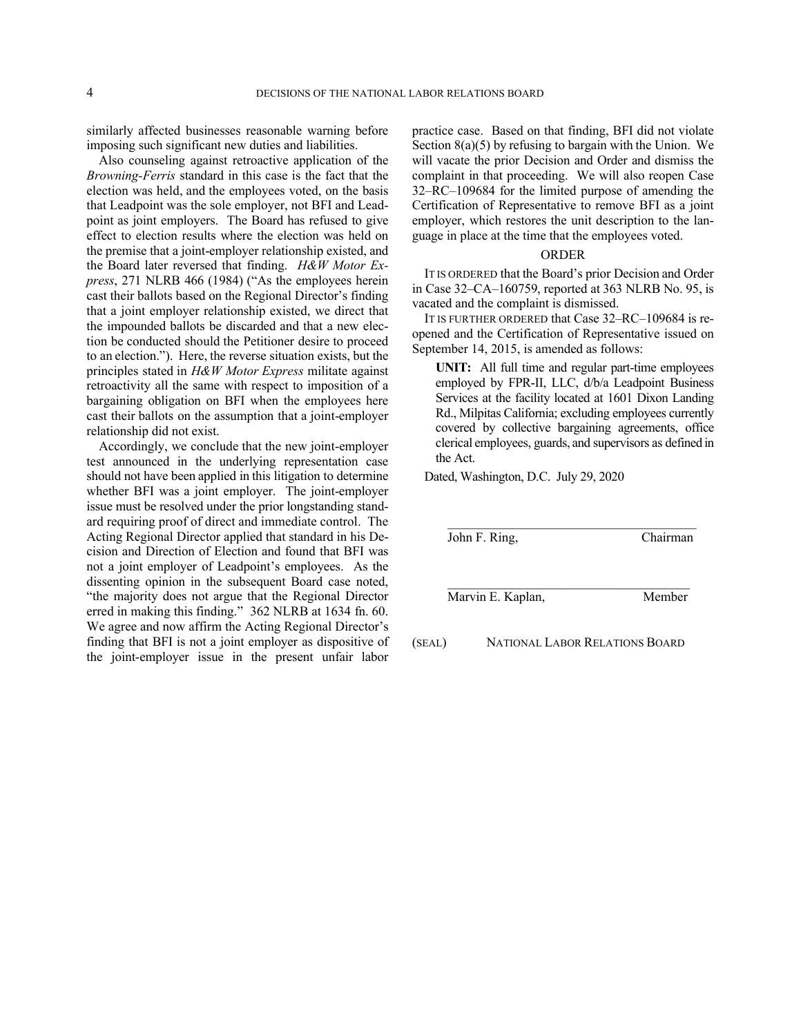similarly affected businesses reasonable warning before imposing such significant new duties and liabilities.

Also counseling against retroactive application of the *Browning-Ferris* standard in this case is the fact that the election was held, and the employees voted, on the basis that Leadpoint was the sole employer, not BFI and Leadpoint as joint employers. The Board has refused to give effect to election results where the election was held on the premise that a joint-employer relationship existed, and the Board later reversed that finding. *H&W Motor Express*, 271 NLRB 466 (1984) ("As the employees herein cast their ballots based on the Regional Director's finding that a joint employer relationship existed, we direct that the impounded ballots be discarded and that a new election be conducted should the Petitioner desire to proceed to an election."). Here, the reverse situation exists, but the principles stated in *H&W Motor Express* militate against retroactivity all the same with respect to imposition of a bargaining obligation on BFI when the employees here cast their ballots on the assumption that a joint-employer relationship did not exist.

Accordingly, we conclude that the new joint-employer test announced in the underlying representation case should not have been applied in this litigation to determine whether BFI was a joint employer. The joint-employer issue must be resolved under the prior longstanding standard requiring proof of direct and immediate control. The Acting Regional Director applied that standard in his Decision and Direction of Election and found that BFI was not a joint employer of Leadpoint's employees. As the dissenting opinion in the subsequent Board case noted, "the majority does not argue that the Regional Director erred in making this finding." 362 NLRB at 1634 fn. 60. We agree and now affirm the Acting Regional Director's finding that BFI is not a joint employer as dispositive of the joint-employer issue in the present unfair labor practice case. Based on that finding, BFI did not violate Section 8(a)(5) by refusing to bargain with the Union. We will vacate the prior Decision and Order and dismiss the complaint in that proceeding. We will also reopen Case 32–RC–109684 for the limited purpose of amending the Certification of Representative to remove BFI as a joint employer, which restores the unit description to the language in place at the time that the employees voted.

## ORDER

IT IS ORDERED that the Board's prior Decision and Order in Case 32–CA–160759, reported at 363 NLRB No. 95, is vacated and the complaint is dismissed.

IT IS FURTHER ORDERED that Case 32–RC–109684 is reopened and the Certification of Representative issued on September 14, 2015, is amended as follows:

> **UNIT:** All full time and regular part-time employees employed by FPR-II, LLC, d/b/a Leadpoint Business Services at the facility located at 1601 Dixon Landing Rd., Milpitas California; excluding employees currently covered by collective bargaining agreements, office clerical employees, guards, and supervisors as defined in the Act.

Dated, Washington, D.C. July 29, 2020

John F. Ring, Chairman

Marvin E. Kaplan, Member

(SEAL) NATIONAL LABOR RELATIONS BOARD